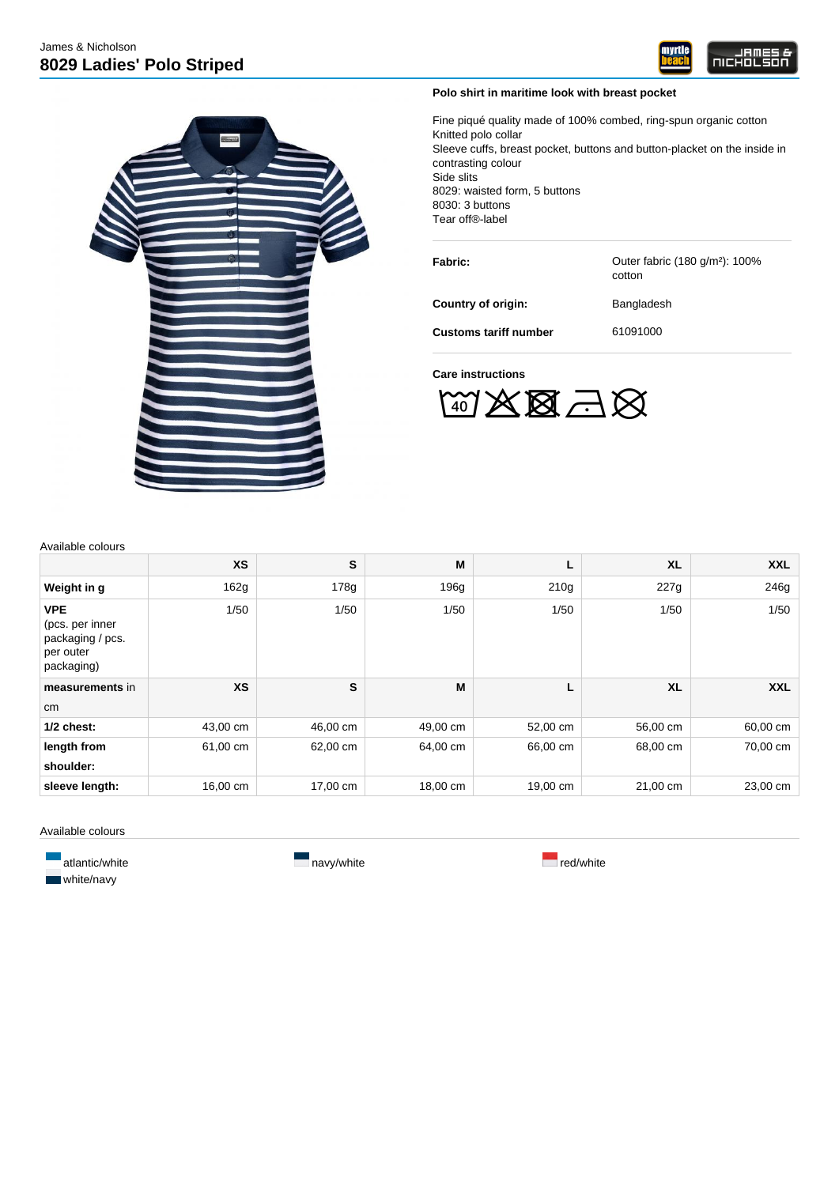James & Nicholson

# 8029 Ladies' Polo Striped

**Polo shirt in maritime look with breast pocket**

Fine piqué quality made of 100% combed, ring-spun organic cotton
Knitted polo collar
Sleeve cuffs, breast pocket, buttons and button-placket on the inside in contrasting colour
Side slits
8029: waisted form, 5 buttons
8030: 3 buttons
Tear off®-label

| | |
|---|---|
| **Fabric:** | Outer fabric (180 g/m²): 100% cotton |
| **Country of origin:** | Bangladesh |
| **Customs tariff number** | 61091000 |

**Care instructions**

Available colours

| | XS | S | M | L | XL | XXL |
|---|---|---|---|---|---|---|
| **Weight in g** | 162g | 178g | 196g | 210g | 227g | 246g |
| **VPE** (pcs. per inner packaging / pcs. per outer packaging) | 1/50 | 1/50 | 1/50 | 1/50 | 1/50 | 1/50 |
| **measurements** in cm | **XS** | **S** | **M** | **L** | **XL** | **XXL** |
| **1/2 chest:** | 43,00 cm | 46,00 cm | 49,00 cm | 52,00 cm | 56,00 cm | 60,00 cm |
| **length from shoulder:** | 61,00 cm | 62,00 cm | 64,00 cm | 66,00 cm | 68,00 cm | 70,00 cm |
| **sleeve length:** | 16,00 cm | 17,00 cm | 18,00 cm | 19,00 cm | 21,00 cm | 23,00 cm |

Available colours

- atlantic/white
- navy/white
- red/white
- white/navy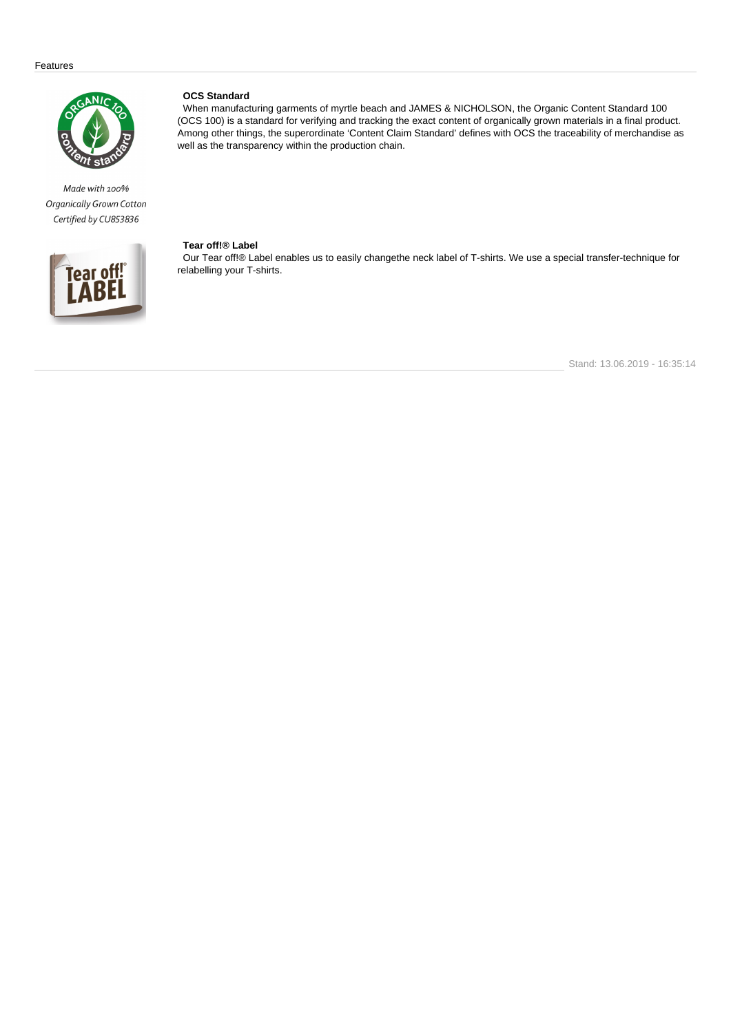Features

*Made with 100%*
*Organically Grown Cotton*
*Certified by CU853836*

**OCS Standard**

When manufacturing garments of myrtle beach and JAMES & NICHOLSON, the Organic Content Standard 100 (OCS 100) is a standard for verifying and tracking the exact content of organically grown materials in a final product. Among other things, the superordinate 'Content Claim Standard' defines with OCS the traceability of merchandise as well as the transparency within the production chain.

**Tear off!® Label**

Our Tear off!® Label enables us to easily changethe neck label of T-shirts. We use a special transfer-technique for relabelling your T-shirts.

Stand: 13.06.2019 - 16:35:14